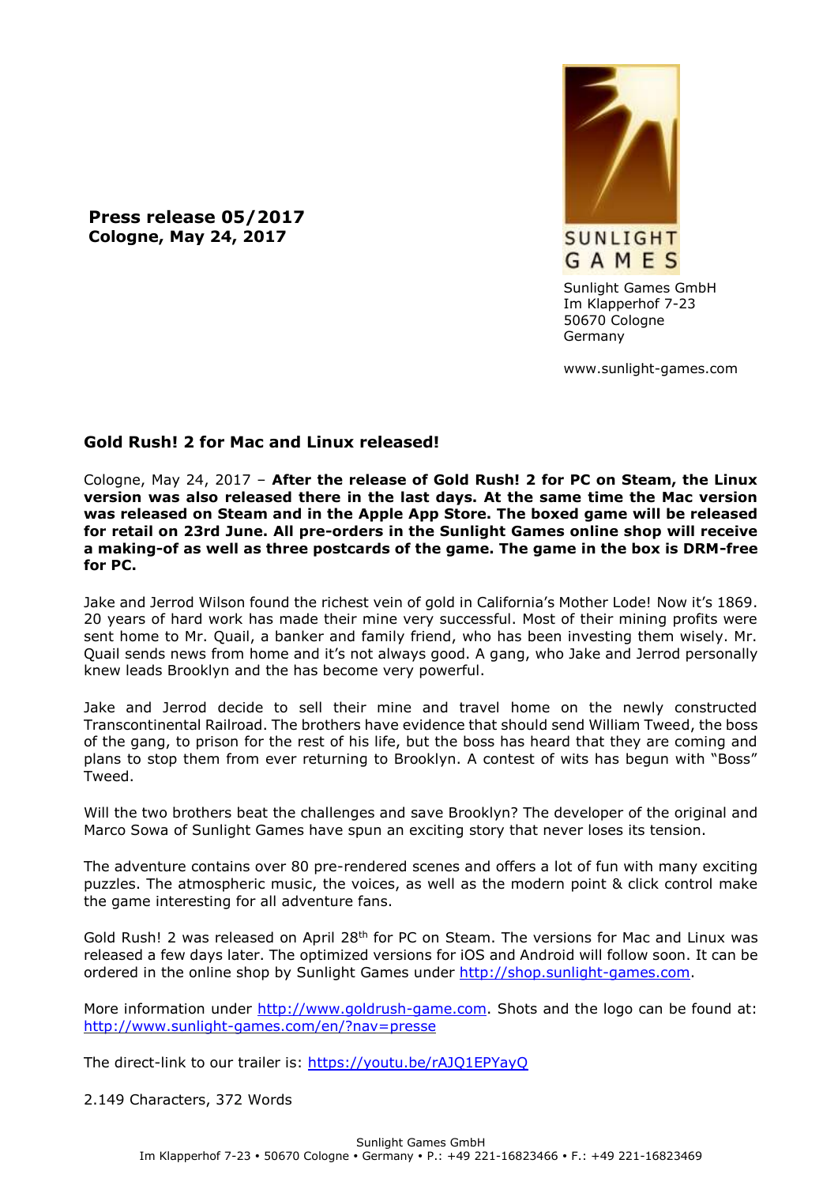**Press release 05/2017**
**Cologne, May 24, 2017**

SUNLIGHT GAMES

Sunlight Games GmbH
Im Klapperhof 7-23
50670 Cologne
Germany

www.sunlight-games.com

## Gold Rush! 2 for Mac and Linux released!

Cologne, May 24, 2017 – **After the release of Gold Rush! 2 for PC on Steam, the Linux version was also released there in the last days. At the same time the Mac version was released on Steam and in the Apple App Store. The boxed game will be released for retail on 23rd June. All pre-orders in the Sunlight Games online shop will receive a making-of as well as three postcards of the game. The game in the box is DRM-free for PC.**

Jake and Jerrod Wilson found the richest vein of gold in California's Mother Lode! Now it's 1869. 20 years of hard work has made their mine very successful. Most of their mining profits were sent home to Mr. Quail, a banker and family friend, who has been investing them wisely. Mr. Quail sends news from home and it's not always good. A gang, who Jake and Jerrod personally knew leads Brooklyn and the has become very powerful.

Jake and Jerrod decide to sell their mine and travel home on the newly constructed Transcontinental Railroad. The brothers have evidence that should send William Tweed, the boss of the gang, to prison for the rest of his life, but the boss has heard that they are coming and plans to stop them from ever returning to Brooklyn. A contest of wits has begun with "Boss" Tweed.

Will the two brothers beat the challenges and save Brooklyn? The developer of the original and Marco Sowa of Sunlight Games have spun an exciting story that never loses its tension.

The adventure contains over 80 pre-rendered scenes and offers a lot of fun with many exciting puzzles. The atmospheric music, the voices, as well as the modern point & click control make the game interesting for all adventure fans.

Gold Rush! 2 was released on April 28th for PC on Steam. The versions for Mac and Linux was released a few days later. The optimized versions for iOS and Android will follow soon. It can be ordered in the online shop by Sunlight Games under http://shop.sunlight-games.com.

More information under http://www.goldrush-game.com. Shots and the logo can be found at: http://www.sunlight-games.com/en/?nav=presse

The direct-link to our trailer is: https://youtu.be/rAJQ1EPYayQ

2.149 Characters, 372 Words

Sunlight Games GmbH
Im Klapperhof 7-23 • 50670 Cologne • Germany • P.: +49 221-16823466 • F.: +49 221-16823469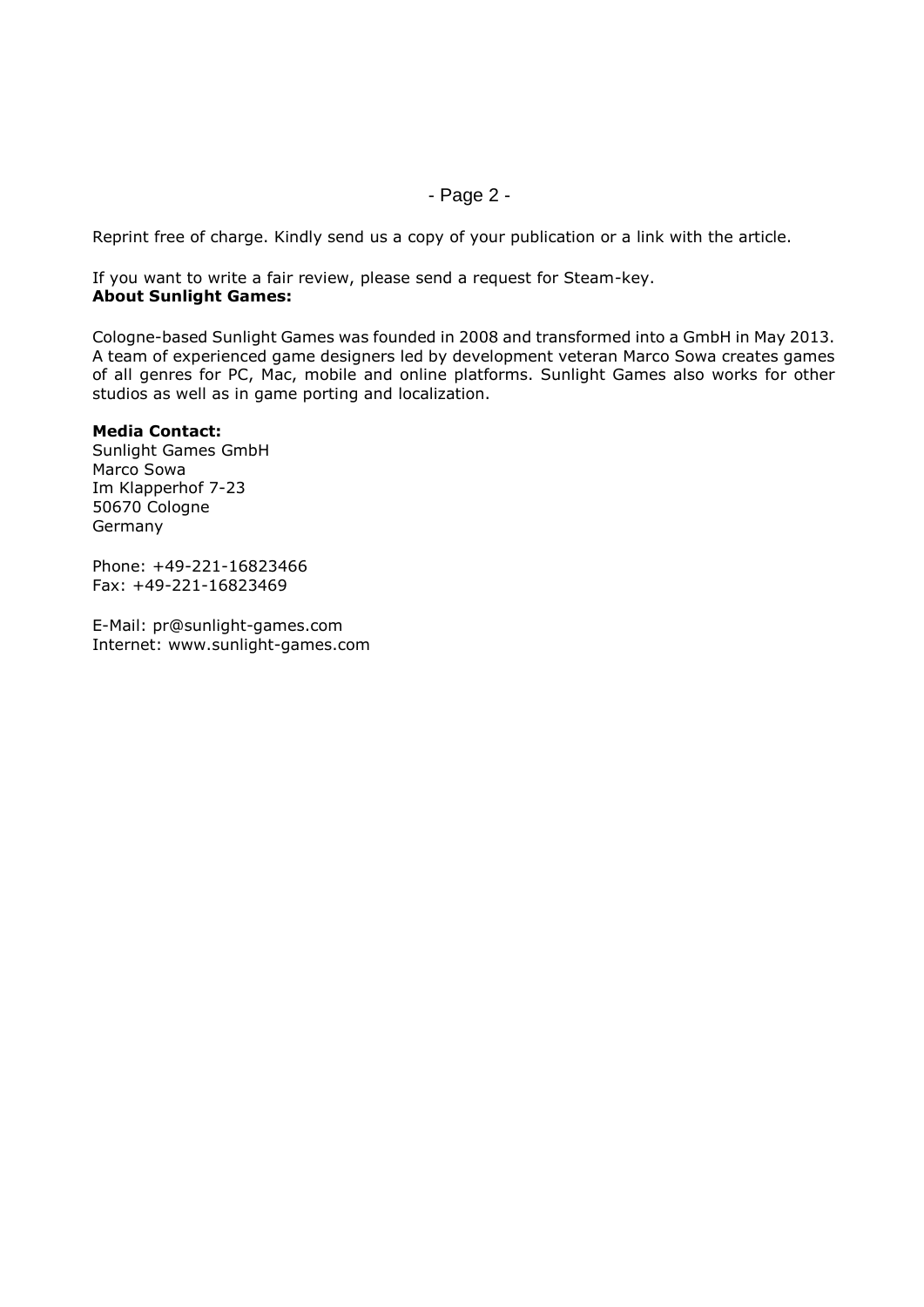Reprint free of charge. Kindly send us a copy of your publication or a link with the article.

If you want to write a fair review, please send a request for Steam-key.

**About Sunlight Games:**

Cologne-based Sunlight Games was founded in 2008 and transformed into a GmbH in May 2013. A team of experienced game designers led by development veteran Marco Sowa creates games of all genres for PC, Mac, mobile and online platforms. Sunlight Games also works for other studios as well as in game porting and localization.

**Media Contact:**
Sunlight Games GmbH
Marco Sowa
Im Klapperhof 7-23
50670 Cologne
Germany

Phone: +49-221-16823466
Fax: +49-221-16823469

E-Mail: pr@sunlight-games.com
Internet: www.sunlight-games.com